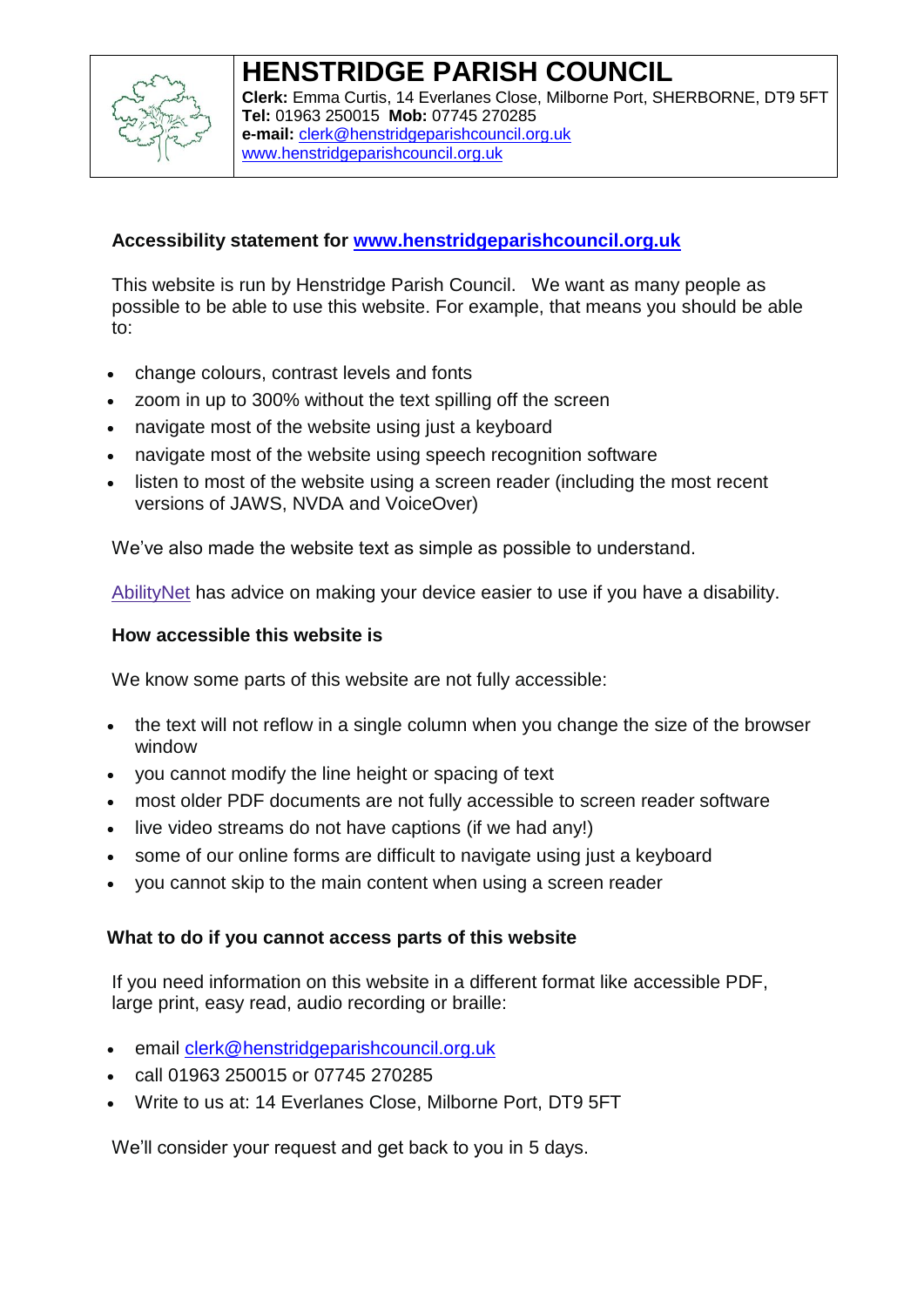# HENSTRIDGE PARISH COUNCIL

**Clerk:** Emma Curtis, 14 Everlanes Close, Milborne Port, SHERBORNE, DT9 5FT
**Tel:** 01963 250015 **Mob:** 07745 270285
**e-mail:** clerk@henstridgeparishcouncil.org.uk
www.henstridgeparishcouncil.org.uk

## Accessibility statement for www.henstridgeparishcouncil.org.uk

This website is run by Henstridge Parish Council. We want as many people as possible to be able to use this website. For example, that means you should be able to:

- change colours, contrast levels and fonts
- zoom in up to 300% without the text spilling off the screen
- navigate most of the website using just a keyboard
- navigate most of the website using speech recognition software
- listen to most of the website using a screen reader (including the most recent versions of JAWS, NVDA and VoiceOver)

We've also made the website text as simple as possible to understand.

AbilityNet has advice on making your device easier to use if you have a disability.

### How accessible this website is

We know some parts of this website are not fully accessible:

- the text will not reflow in a single column when you change the size of the browser window
- you cannot modify the line height or spacing of text
- most older PDF documents are not fully accessible to screen reader software
- live video streams do not have captions (if we had any!)
- some of our online forms are difficult to navigate using just a keyboard
- you cannot skip to the main content when using a screen reader

### What to do if you cannot access parts of this website

If you need information on this website in a different format like accessible PDF, large print, easy read, audio recording or braille:

- email clerk@henstridgeparishcouncil.org.uk
- call 01963 250015 or 07745 270285
- Write to us at: 14 Everlanes Close, Milborne Port, DT9 5FT

We'll consider your request and get back to you in 5 days.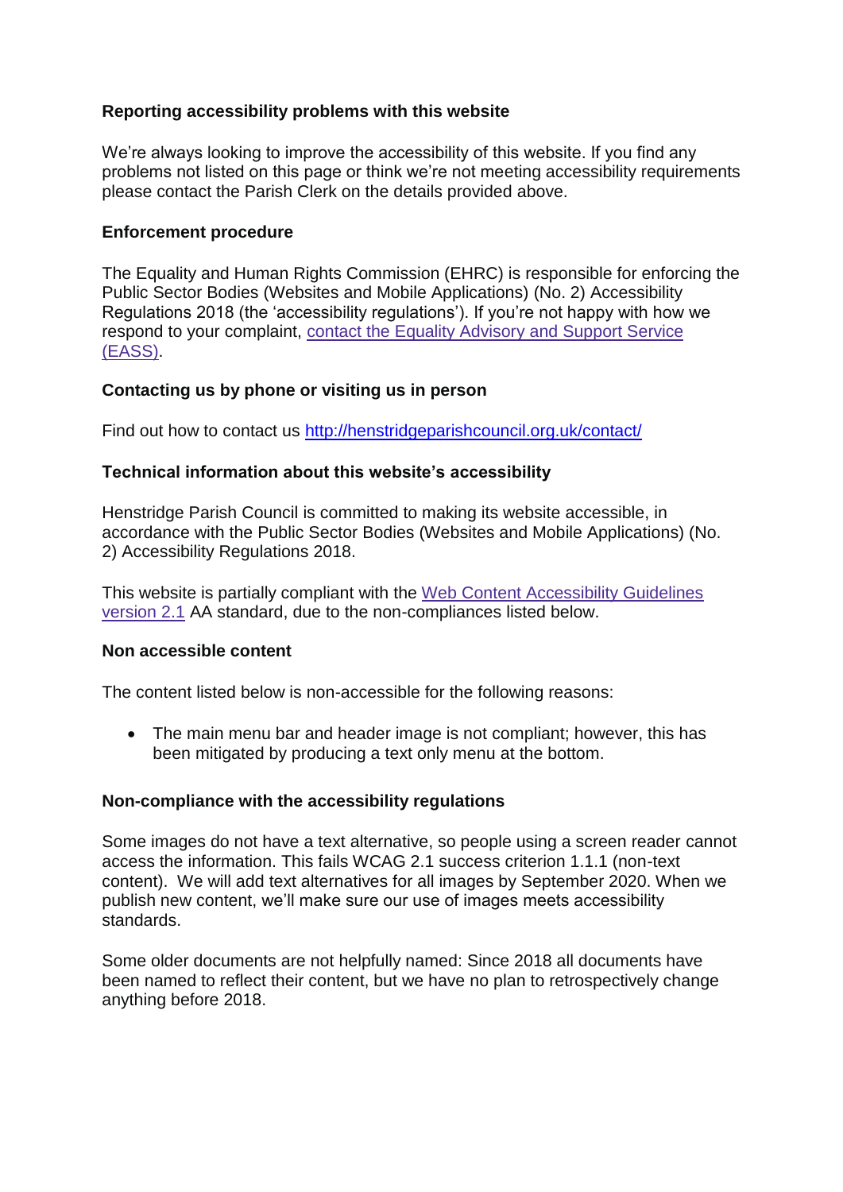**Reporting accessibility problems with this website**

We're always looking to improve the accessibility of this website. If you find any problems not listed on this page or think we're not meeting accessibility requirements please contact the Parish Clerk on the details provided above.

**Enforcement procedure**

The Equality and Human Rights Commission (EHRC) is responsible for enforcing the Public Sector Bodies (Websites and Mobile Applications) (No. 2) Accessibility Regulations 2018 (the 'accessibility regulations'). If you're not happy with how we respond to your complaint, contact the Equality Advisory and Support Service (EASS).

**Contacting us by phone or visiting us in person**

Find out how to contact us http://henstridgeparishcouncil.org.uk/contact/

**Technical information about this website's accessibility**

Henstridge Parish Council is committed to making its website accessible, in accordance with the Public Sector Bodies (Websites and Mobile Applications) (No. 2) Accessibility Regulations 2018.

This website is partially compliant with the Web Content Accessibility Guidelines version 2.1 AA standard, due to the non-compliances listed below.

**Non accessible content**

The content listed below is non-accessible for the following reasons:

- The main menu bar and header image is not compliant; however, this has been mitigated by producing a text only menu at the bottom.

**Non-compliance with the accessibility regulations**

Some images do not have a text alternative, so people using a screen reader cannot access the information. This fails WCAG 2.1 success criterion 1.1.1 (non-text content). We will add text alternatives for all images by September 2020. When we publish new content, we'll make sure our use of images meets accessibility standards.

Some older documents are not helpfully named: Since 2018 all documents have been named to reflect their content, but we have no plan to retrospectively change anything before 2018.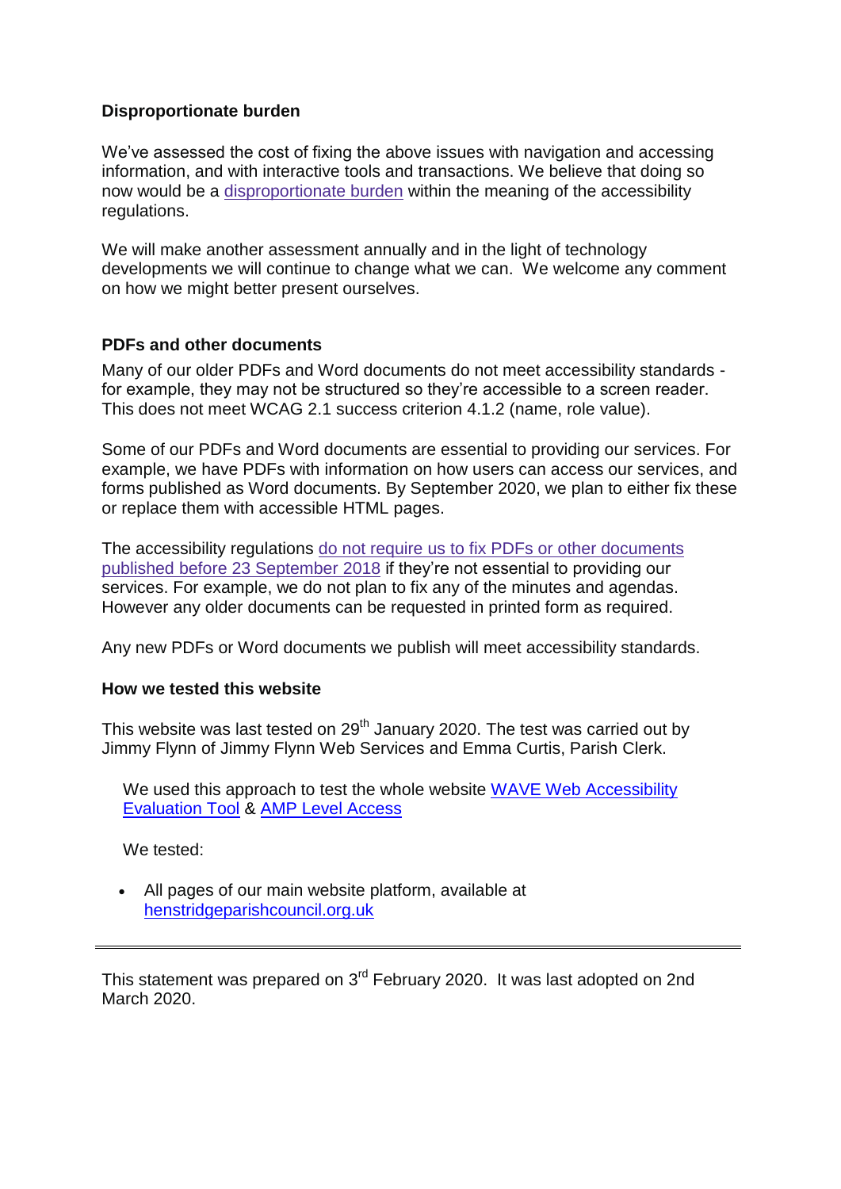### Disproportionate burden

We've assessed the cost of fixing the above issues with navigation and accessing information, and with interactive tools and transactions. We believe that doing so now would be a [disproportionate burden]() within the meaning of the accessibility regulations.

We will make another assessment annually and in the light of technology developments we will continue to change what we can. We welcome any comment on how we might better present ourselves.

### PDFs and other documents

Many of our older PDFs and Word documents do not meet accessibility standards - for example, they may not be structured so they're accessible to a screen reader. This does not meet WCAG 2.1 success criterion 4.1.2 (name, role value).

Some of our PDFs and Word documents are essential to providing our services. For example, we have PDFs with information on how users can access our services, and forms published as Word documents. By September 2020, we plan to either fix these or replace them with accessible HTML pages.

The accessibility regulations [do not require us to fix PDFs or other documents published before 23 September 2018]() if they're not essential to providing our services. For example, we do not plan to fix any of the minutes and agendas. However any older documents can be requested in printed form as required.

Any new PDFs or Word documents we publish will meet accessibility standards.

### How we tested this website

This website was last tested on 29th January 2020. The test was carried out by Jimmy Flynn of Jimmy Flynn Web Services and Emma Curtis, Parish Clerk.

We used this approach to test the whole website [WAVE Web Accessibility Evaluation Tool]() & [AMP Level Access]()

We tested:

- All pages of our main website platform, available at [henstridgeparishcouncil.org.uk]()

---

This statement was prepared on 3rd February 2020. It was last adopted on 2nd March 2020.